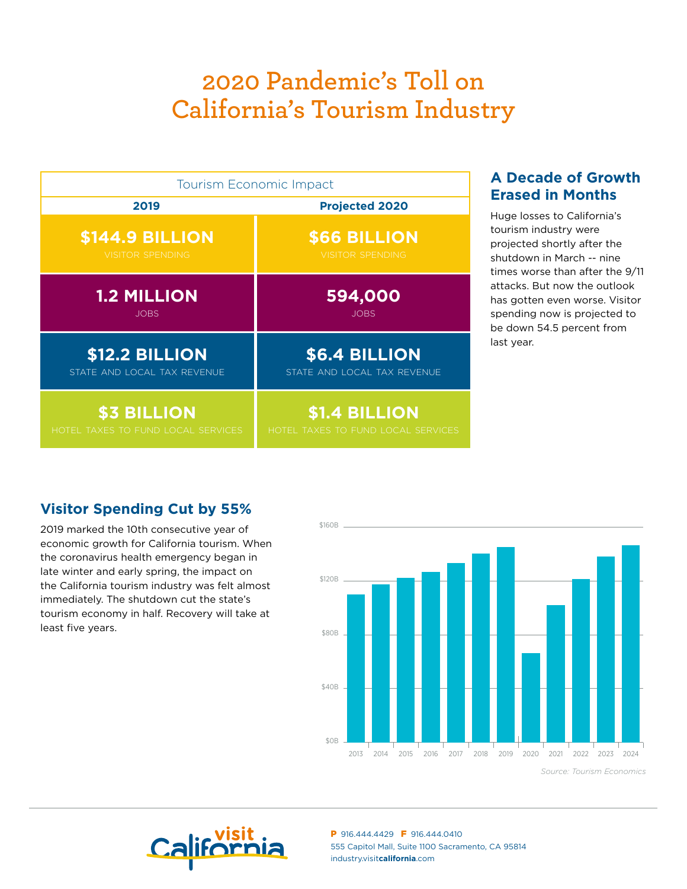# 2020 Pandemic's Toll on California's Tourism Industry

| Tourism Economic Impact | |
|---|---|
| **2019** | **Projected 2020** |
| **$144.9 BILLION** VISITOR SPENDING | **$66 BILLION** VISITOR SPENDING |
| **1.2 MILLION** JOBS | **594,000** JOBS |
| **$12.2 BILLION** STATE AND LOCAL TAX REVENUE | **$6.4 BILLION** STATE AND LOCAL TAX REVENUE |
| **$3 BILLION** HOTEL TAXES TO FUND LOCAL SERVICES | **$1.4 BILLION** HOTEL TAXES TO FUND LOCAL SERVICES |

## A Decade of Growth Erased in Months

Huge losses to California's tourism industry were projected shortly after the shutdown in March -- nine times worse than after the 9/11 attacks. But now the outlook has gotten even worse. Visitor spending now is projected to be down 54.5 percent from last year.

## Visitor Spending Cut by 55%

2019 marked the 10th consecutive year of economic growth for California tourism. When the coronavirus health emergency began in late winter and early spring, the impact on the California tourism industry was felt almost immediately. The shutdown cut the state's tourism economy in half. Recovery will take at least five years.

*Source: Tourism Economics*

**P** 916.444.4429 **F** 916.444.0410
555 Capitol Mall, Suite 1100 Sacramento, CA 95814
industry.visit**california**.com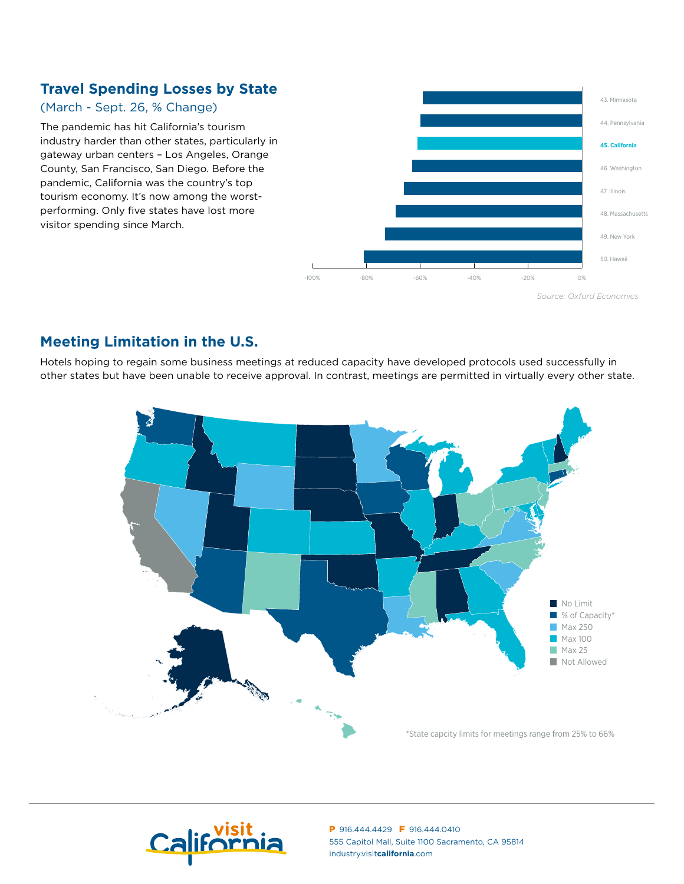## Travel Spending Losses by State

(March - Sept. 26, % Change)

The pandemic has hit California's tourism industry harder than other states, particularly in gateway urban centers – Los Angeles, Orange County, San Francisco, San Diego. Before the pandemic, California was the country's top tourism economy. It's now among the worst-performing. Only five states have lost more visitor spending since March.

43. Minnesota
44. Pennsylvania
45. **California**
46. Washington
47. Illinois
48. Massachusetts
49. New York
50. Hawaii

-100% -80% -60% -40% -20% 0%

*Source: Oxford Economics*

## Meeting Limitation in the U.S.

Hotels hoping to regain some business meetings at reduced capacity have developed protocols used successfully in other states but have been unable to receive approval. In contrast, meetings are permitted in virtually every other state.

- No Limit
- % of Capacity*
- Max 250
- Max 100
- Max 25
- Not Allowed

*State capcity limits for meetings range from 25% to 66%

**P** 916.444.4429 **F** 916.444.0410
555 Capitol Mall, Suite 1100 Sacramento, CA 95814
industry.visit**california**.com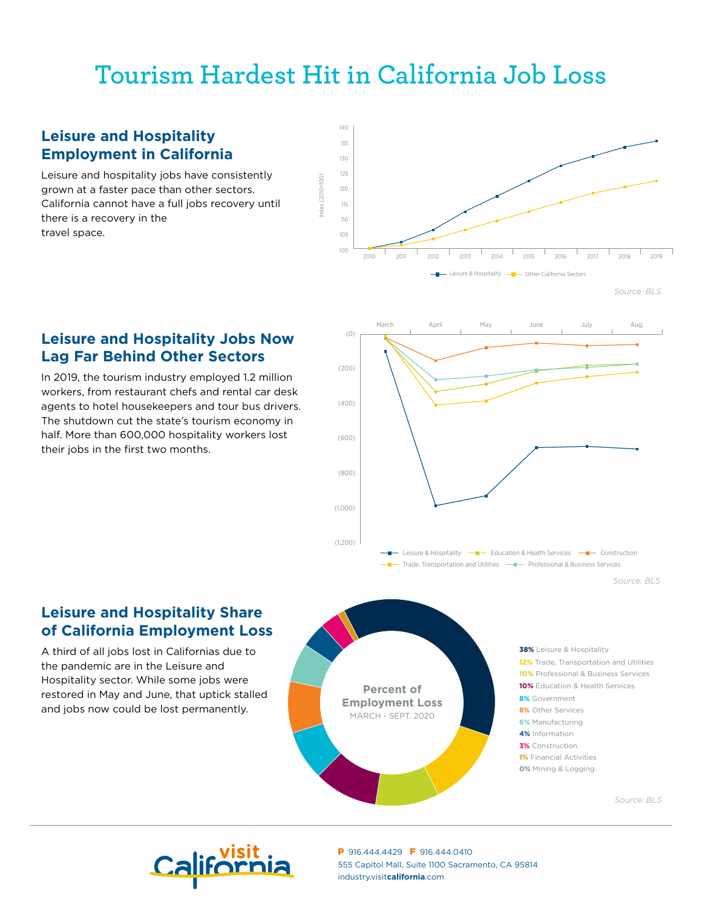# Tourism Hardest Hit in California Job Loss

## Leisure and Hospitality Employment in California

Leisure and hospitality jobs have consistently grown at a faster pace than other sectors. California cannot have a full jobs recovery until there is a recovery in the travel space.

Index (2010=100)

Leisure & Hospitality — Other California Sectors

Source: BLS

## Leisure and Hospitality Jobs Now Lag Far Behind Other Sectors

In 2019, the tourism industry employed 1.2 million workers, from restaurant chefs and rental car desk agents to hotel housekeepers and tour bus drivers. The shutdown cut the state's tourism economy in half. More than 600,000 hospitality workers lost their jobs in the first two months.

Leisure & Hospitality — Education & Health Services — Construction — Trade, Transportation and Utilities — Professional & Business Services

Source: BLS

## Leisure and Hospitality Share of California Employment Loss

A third of all jobs lost in Californias due to the pandemic are in the Leisure and Hospitality sector. While some jobs were restored in May and June, that uptick stalled and jobs now could be lost permanently.

**Percent of Employment Loss**
MARCH - SEPT. 2020

- **38%** Leisure & Hospitality
- **12%** Trade, Transportation and Utilities
- **10%** Professional & Business Services
- **10%** Education & Health Services
- **8%** Government
- **8%** Other Services
- **6%** Manufacturing
- **4%** Information
- **3%** Construction
- **1%** Financial Activities
- **0%** Mining & Logging

Source: BLS

Visit California

**P** 916.444.4429 **F** 916.444.0410
555 Capitol Mall, Suite 1100 Sacramento, CA 95814
industry.visit**california**.com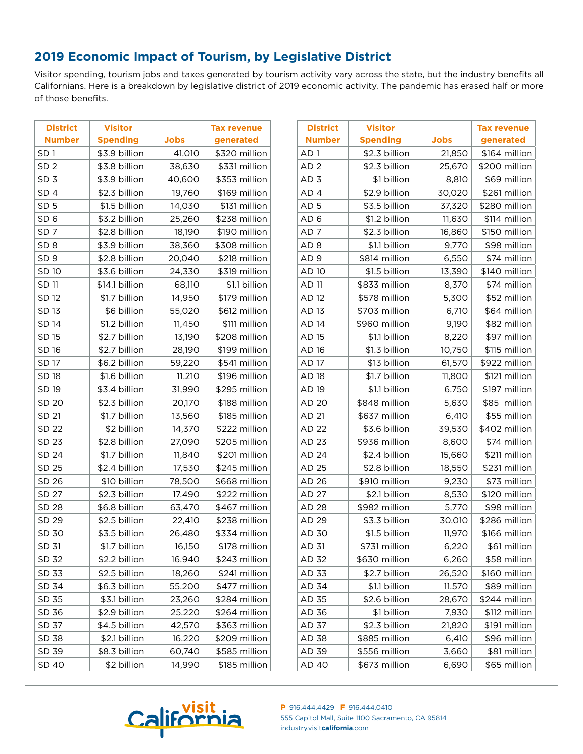## 2019 Economic Impact of Tourism, by Legislative District

Visitor spending, tourism jobs and taxes generated by tourism activity vary across the state, but the industry benefits all Californians. Here is a breakdown by legislative district of 2019 economic activity. The pandemic has erased half or more of those benefits.

| District Number | Visitor Spending | Jobs | Tax revenue generated |
|---|---|---|---|
| SD 1 | $3.9 billion | 41,010 | $320 million |
| SD 2 | $3.8 billion | 38,630 | $331 million |
| SD 3 | $3.9 billion | 40,600 | $353 million |
| SD 4 | $2.3 billion | 19,760 | $169 million |
| SD 5 | $1.5 billion | 14,030 | $131 million |
| SD 6 | $3.2 billion | 25,260 | $238 million |
| SD 7 | $2.8 billion | 18,190 | $190 million |
| SD 8 | $3.9 billion | 38,360 | $308 million |
| SD 9 | $2.8 billion | 20,040 | $218 million |
| SD 10 | $3.6 billion | 24,330 | $319 million |
| SD 11 | $14.1 billion | 68,110 | $1.1 billion |
| SD 12 | $1.7 billion | 14,950 | $179 million |
| SD 13 | $6 billion | 55,020 | $612 million |
| SD 14 | $1.2 billion | 11,450 | $111 million |
| SD 15 | $2.7 billion | 13,190 | $208 million |
| SD 16 | $2.7 billion | 28,190 | $199 million |
| SD 17 | $6.2 billion | 59,220 | $541 million |
| SD 18 | $1.6 billion | 11,210 | $196 million |
| SD 19 | $3.4 billion | 31,990 | $295 million |
| SD 20 | $2.3 billion | 20,170 | $188 million |
| SD 21 | $1.7 billion | 13,560 | $185 million |
| SD 22 | $2 billion | 14,370 | $222 million |
| SD 23 | $2.8 billion | 27,090 | $205 million |
| SD 24 | $1.7 billion | 11,840 | $201 million |
| SD 25 | $2.4 billion | 17,530 | $245 million |
| SD 26 | $10 billion | 78,500 | $668 million |
| SD 27 | $2.3 billion | 17,490 | $222 million |
| SD 28 | $6.8 billion | 63,470 | $467 million |
| SD 29 | $2.5 billion | 22,410 | $238 million |
| SD 30 | $3.5 billion | 26,480 | $334 million |
| SD 31 | $1.7 billion | 16,150 | $178 million |
| SD 32 | $2.2 billion | 16,940 | $243 million |
| SD 33 | $2.5 billion | 18,260 | $241 million |
| SD 34 | $6.3 billion | 55,200 | $477 million |
| SD 35 | $3.1 billion | 23,260 | $284 million |
| SD 36 | $2.9 billion | 25,220 | $264 million |
| SD 37 | $4.5 billion | 42,570 | $363 million |
| SD 38 | $2.1 billion | 16,220 | $209 million |
| SD 39 | $8.3 billion | 60,740 | $585 million |
| SD 40 | $2 billion | 14,990 | $185 million |

| District Number | Visitor Spending | Jobs | Tax revenue generated |
|---|---|---|---|
| AD 1 | $2.3 billion | 21,850 | $164 million |
| AD 2 | $2.3 billion | 25,670 | $200 million |
| AD 3 | $1 billion | 8,810 | $69 million |
| AD 4 | $2.9 billion | 30,020 | $261 million |
| AD 5 | $3.5 billion | 37,320 | $280 million |
| AD 6 | $1.2 billion | 11,630 | $114 million |
| AD 7 | $2.3 billion | 16,860 | $150 million |
| AD 8 | $1.1 billion | 9,770 | $98 million |
| AD 9 | $814 million | 6,550 | $74 million |
| AD 10 | $1.5 billion | 13,390 | $140 million |
| AD 11 | $833 million | 8,370 | $74 million |
| AD 12 | $578 million | 5,300 | $52 million |
| AD 13 | $703 million | 6,710 | $64 million |
| AD 14 | $960 million | 9,190 | $82 million |
| AD 15 | $1.1 billion | 8,220 | $97 million |
| AD 16 | $1.3 billion | 10,750 | $115 million |
| AD 17 | $13 billion | 61,570 | $922 million |
| AD 18 | $1.7 billion | 11,800 | $121 million |
| AD 19 | $1.1 billion | 6,750 | $197 million |
| AD 20 | $848 million | 5,630 | $85 million |
| AD 21 | $637 million | 6,410 | $55 million |
| AD 22 | $3.6 billion | 39,530 | $402 million |
| AD 23 | $936 million | 8,600 | $74 million |
| AD 24 | $2.4 billion | 15,660 | $211 million |
| AD 25 | $2.8 billion | 18,550 | $231 million |
| AD 26 | $910 million | 9,230 | $73 million |
| AD 27 | $2.1 billion | 8,530 | $120 million |
| AD 28 | $982 million | 5,770 | $98 million |
| AD 29 | $3.3 billion | 30,010 | $286 million |
| AD 30 | $1.5 billion | 11,970 | $166 million |
| AD 31 | $731 million | 6,220 | $61 million |
| AD 32 | $630 million | 6,260 | $58 million |
| AD 33 | $2.7 billion | 26,520 | $160 million |
| AD 34 | $1.1 billion | 11,570 | $89 million |
| AD 35 | $2.6 billion | 28,670 | $244 million |
| AD 36 | $1 billion | 7,930 | $112 million |
| AD 37 | $2.3 billion | 21,820 | $191 million |
| AD 38 | $885 million | 6,410 | $96 million |
| AD 39 | $556 million | 3,660 | $81 million |
| AD 40 | $673 million | 6,690 | $65 million |

visit California

**P** 916.444.4429 **F** 916.444.0410
555 Capitol Mall, Suite 1100 Sacramento, CA 95814
industry.visitcalifornia.com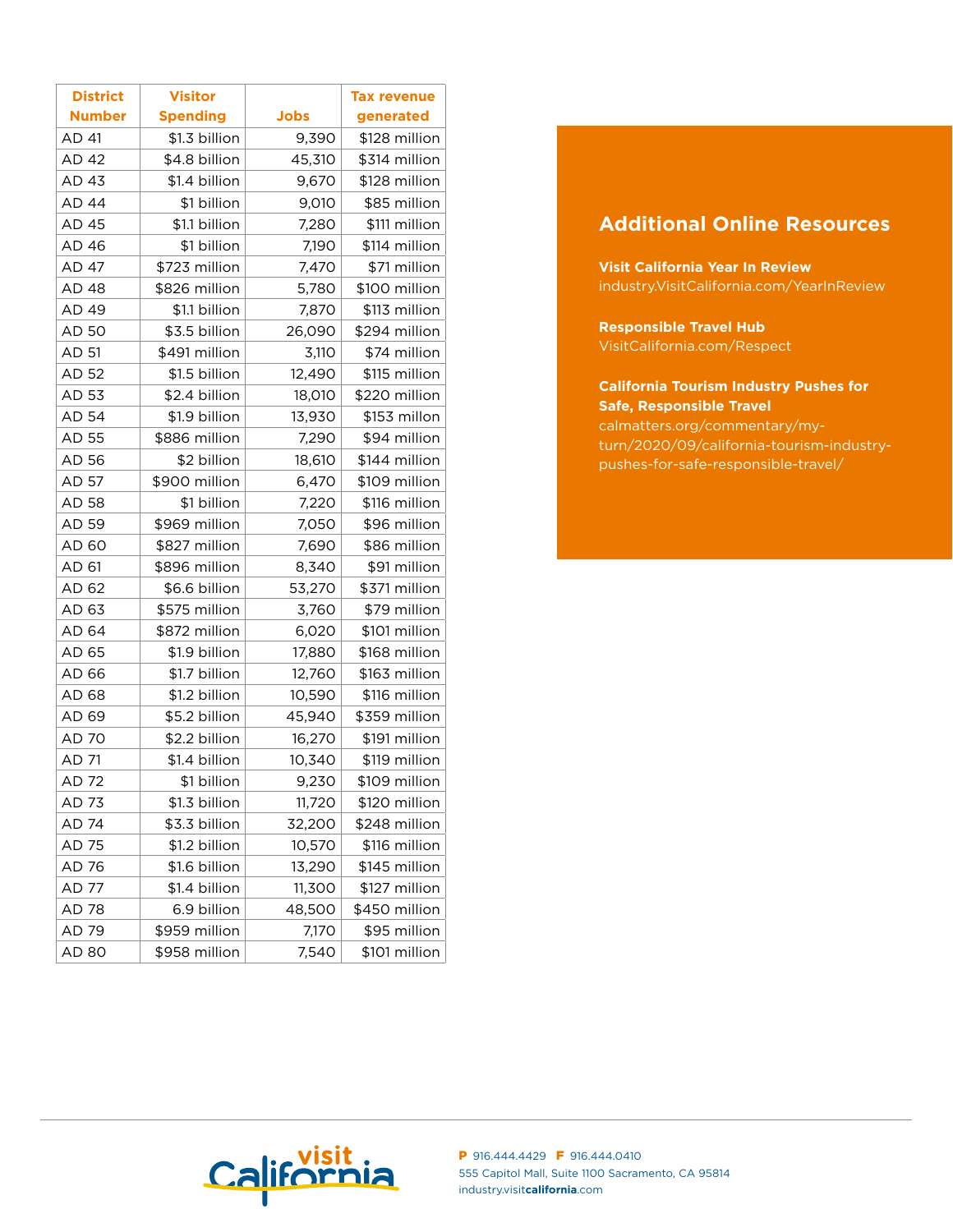| District Number | Visitor Spending | Jobs | Tax revenue generated |
|---|---|---|---|
| AD 41 | $1.3 billion | 9,390 | $128 million |
| AD 42 | $4.8 billion | 45,310 | $314 million |
| AD 43 | $1.4 billion | 9,670 | $128 million |
| AD 44 | $1 billion | 9,010 | $85 million |
| AD 45 | $1.1 billion | 7,280 | $111 million |
| AD 46 | $1 billion | 7,190 | $114 million |
| AD 47 | $723 million | 7,470 | $71 million |
| AD 48 | $826 million | 5,780 | $100 million |
| AD 49 | $1.1 billion | 7,870 | $113 million |
| AD 50 | $3.5 billion | 26,090 | $294 million |
| AD 51 | $491 million | 3,110 | $74 million |
| AD 52 | $1.5 billion | 12,490 | $115 million |
| AD 53 | $2.4 billion | 18,010 | $220 million |
| AD 54 | $1.9 billion | 13,930 | $153 millon |
| AD 55 | $886 million | 7,290 | $94 million |
| AD 56 | $2 billion | 18,610 | $144 million |
| AD 57 | $900 million | 6,470 | $109 million |
| AD 58 | $1 billion | 7,220 | $116 million |
| AD 59 | $969 million | 7,050 | $96 million |
| AD 60 | $827 million | 7,690 | $86 million |
| AD 61 | $896 million | 8,340 | $91 million |
| AD 62 | $6.6 billion | 53,270 | $371 million |
| AD 63 | $575 million | 3,760 | $79 million |
| AD 64 | $872 million | 6,020 | $101 million |
| AD 65 | $1.9 billion | 17,880 | $168 million |
| AD 66 | $1.7 billion | 12,760 | $163 million |
| AD 68 | $1.2 billion | 10,590 | $116 million |
| AD 69 | $5.2 billion | 45,940 | $359 million |
| AD 70 | $2.2 billion | 16,270 | $191 million |
| AD 71 | $1.4 billion | 10,340 | $119 million |
| AD 72 | $1 billion | 9,230 | $109 million |
| AD 73 | $1.3 billion | 11,720 | $120 million |
| AD 74 | $3.3 billion | 32,200 | $248 million |
| AD 75 | $1.2 billion | 10,570 | $116 million |
| AD 76 | $1.6 billion | 13,290 | $145 million |
| AD 77 | $1.4 billion | 11,300 | $127 million |
| AD 78 | 6.9 billion | 48,500 | $450 million |
| AD 79 | $959 million | 7,170 | $95 million |
| AD 80 | $958 million | 7,540 | $101 million |

## Additional Online Resources

**Visit California Year In Review**
industry.VisitCalifornia.com/YearInReview

**Responsible Travel Hub**
VisitCalifornia.com/Respect

**California Tourism Industry Pushes for Safe, Responsible Travel**
calmatters.org/commentary/my-turn/2020/09/california-tourism-industry-pushes-for-safe-responsible-travel/

visit California

**P** 916.444.4429 **F** 916.444.0410
555 Capitol Mall, Suite 1100 Sacramento, CA 95814
industry.visit**california**.com